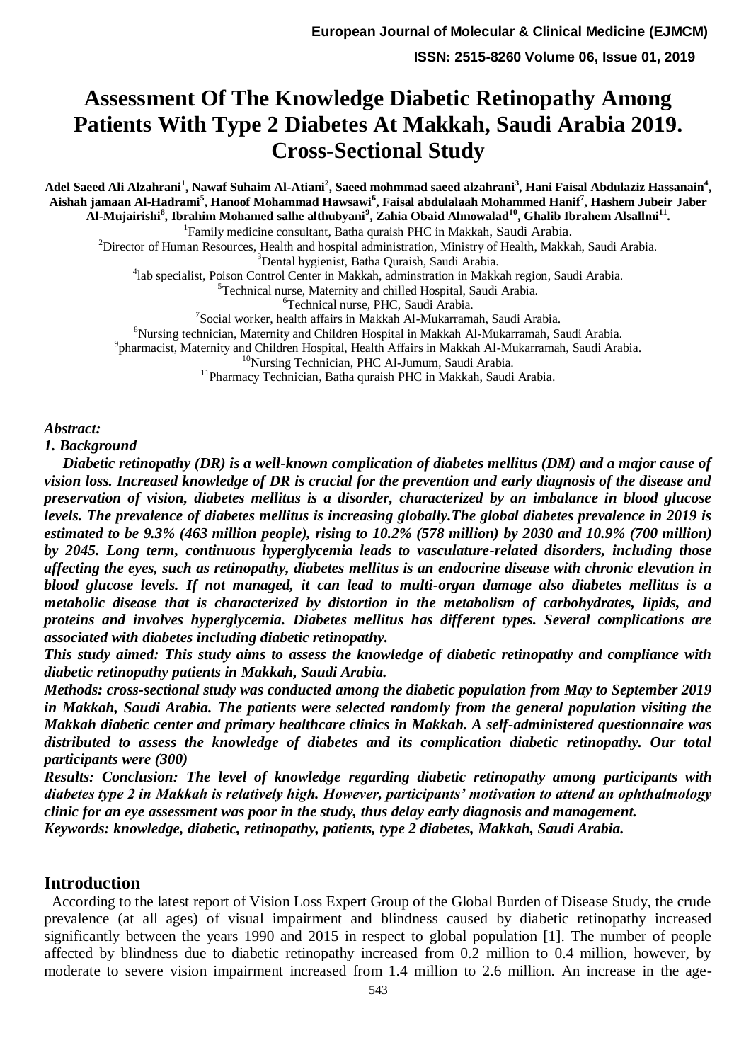# Assessment Of The Knowledge Diabetic Retinopathy Among Patients With Type 2 Diabetes At Makkah, Saudi Arabia 2019. Cross-Sectional Study

**Adel Saeed Ali Alzahrani[1], Nawaf Suhaim Al-Atiani[2], Saeed mohmmad saeed alzahrani[3], Hani Faisal Abdulaziz Hassanain[4], Aishah jamaan Al-Hadrami[5], Hanoof Mohammad Hawsawi[6], Faisal abdulalaah Mohammed Hanif[7], Hashem Jubeir Jaber Al-Mujairishi[8], Ibrahim Mohamed salhe althubyani[9], Zahia Obaid Almowalad[10], Ghalib Ibrahem Alsallmi[11].**

[1]Family medicine consultant, Batha quraish PHC in Makkah, Saudi Arabia.
[2]Director of Human Resources, Health and hospital administration, Ministry of Health, Makkah, Saudi Arabia.
[3]Dental hygienist, Batha Quraish, Saudi Arabia.
[4]lab specialist, Poison Control Center in Makkah, adminstration in Makkah region, Saudi Arabia.
[5]Technical nurse, Maternity and chilled Hospital, Saudi Arabia.
[6]Technical nurse, PHC, Saudi Arabia.
[7]Social worker, health affairs in Makkah Al-Mukarramah, Saudi Arabia.
[8]Nursing technician, Maternity and Children Hospital in Makkah Al-Mukarramah, Saudi Arabia.
[9]pharmacist, Maternity and Children Hospital, Health Affairs in Makkah Al-Mukarramah, Saudi Arabia.
[10]Nursing Technician, PHC Al-Jumum, Saudi Arabia.
[11]Pharmacy Technician, Batha quraish PHC in Makkah, Saudi Arabia.

***Abstract:***

***1. Background***

***Diabetic retinopathy (DR) is a well-known complication of diabetes mellitus (DM) and a major cause of vision loss. Increased knowledge of DR is crucial for the prevention and early diagnosis of the disease and preservation of vision, diabetes mellitus is a disorder, characterized by an imbalance in blood glucose levels. The prevalence of diabetes mellitus is increasing globally.The global diabetes prevalence in 2019 is estimated to be 9.3% (463 million people), rising to 10.2% (578 million) by 2030 and 10.9% (700 million) by 2045. Long term, continuous hyperglycemia leads to vasculature-related disorders, including those affecting the eyes, such as retinopathy, diabetes mellitus is an endocrine disease with chronic elevation in blood glucose levels. If not managed, it can lead to multi-organ damage also diabetes mellitus is a metabolic disease that is characterized by distortion in the metabolism of carbohydrates, lipids, and proteins and involves hyperglycemia. Diabetes mellitus has different types. Several complications are associated with diabetes including diabetic retinopathy.***

***This study aimed: This study aims to assess the knowledge of diabetic retinopathy and compliance with diabetic retinopathy patients in Makkah, Saudi Arabia.***

***Methods: cross-sectional study was conducted among the diabetic population from May to September 2019 in Makkah, Saudi Arabia. The patients were selected randomly from the general population visiting the Makkah diabetic center and primary healthcare clinics in Makkah. A self-administered questionnaire was distributed to assess the knowledge of diabetes and its complication diabetic retinopathy. Our total participants were (300)***

***Results: Conclusion: The level of knowledge regarding diabetic retinopathy among participants with diabetes type 2 in Makkah is relatively high. However, participants' motivation to attend an ophthalmology clinic for an eye assessment was poor in the study, thus delay early diagnosis and management.***

***Keywords: knowledge, diabetic, retinopathy, patients, type 2 diabetes, Makkah, Saudi Arabia.***

## Introduction

According to the latest report of Vision Loss Expert Group of the Global Burden of Disease Study, the crude prevalence (at all ages) of visual impairment and blindness caused by diabetic retinopathy increased significantly between the years 1990 and 2015 in respect to global population [1]. The number of people affected by blindness due to diabetic retinopathy increased from 0.2 million to 0.4 million, however, by moderate to severe vision impairment increased from 1.4 million to 2.6 million. An increase in the age-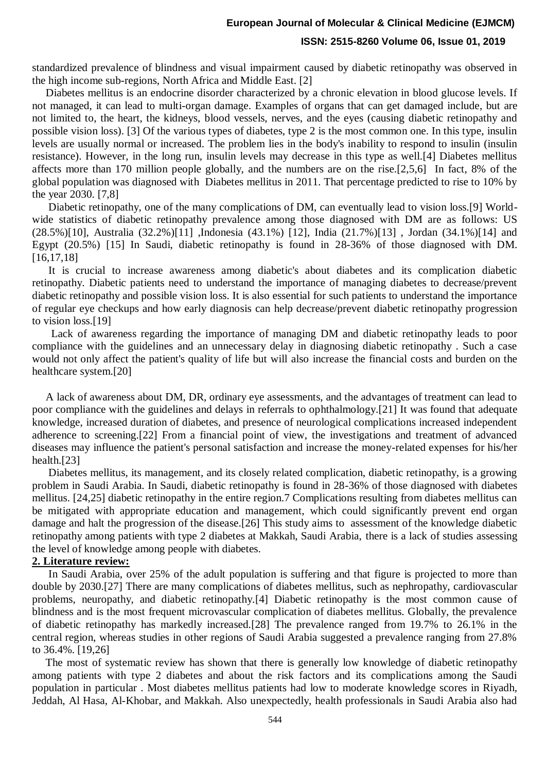standardized prevalence of blindness and visual impairment caused by diabetic retinopathy was observed in the high income sub-regions, North Africa and Middle East. [2]

Diabetes mellitus is an endocrine disorder characterized by a chronic elevation in blood glucose levels. If not managed, it can lead to multi-organ damage. Examples of organs that can get damaged include, but are not limited to, the heart, the kidneys, blood vessels, nerves, and the eyes (causing diabetic retinopathy and possible vision loss). [3] Of the various types of diabetes, type 2 is the most common one. In this type, insulin levels are usually normal or increased. The problem lies in the body's inability to respond to insulin (insulin resistance). However, in the long run, insulin levels may decrease in this type as well.[4] Diabetes mellitus affects more than 170 million people globally, and the numbers are on the rise.[2,5,6] In fact, 8% of the global population was diagnosed with Diabetes mellitus in 2011. That percentage predicted to rise to 10% by the year 2030. [7,8]

Diabetic retinopathy, one of the many complications of DM, can eventually lead to vision loss.[9] World-wide statistics of diabetic retinopathy prevalence among those diagnosed with DM are as follows: US (28.5%)[10], Australia (32.2%)[11] ,Indonesia (43.1%) [12], India (21.7%)[13] , Jordan (34.1%)[14] and Egypt (20.5%) [15] In Saudi, diabetic retinopathy is found in 28-36% of those diagnosed with DM. [16,17,18]

It is crucial to increase awareness among diabetic's about diabetes and its complication diabetic retinopathy. Diabetic patients need to understand the importance of managing diabetes to decrease/prevent diabetic retinopathy and possible vision loss. It is also essential for such patients to understand the importance of regular eye checkups and how early diagnosis can help decrease/prevent diabetic retinopathy progression to vision loss.[19]

Lack of awareness regarding the importance of managing DM and diabetic retinopathy leads to poor compliance with the guidelines and an unnecessary delay in diagnosing diabetic retinopathy . Such a case would not only affect the patient's quality of life but will also increase the financial costs and burden on the healthcare system.[20]

A lack of awareness about DM, DR, ordinary eye assessments, and the advantages of treatment can lead to poor compliance with the guidelines and delays in referrals to ophthalmology.[21] It was found that adequate knowledge, increased duration of diabetes, and presence of neurological complications increased independent adherence to screening.[22] From a financial point of view, the investigations and treatment of advanced diseases may influence the patient's personal satisfaction and increase the money-related expenses for his/her health.[23]

Diabetes mellitus, its management, and its closely related complication, diabetic retinopathy, is a growing problem in Saudi Arabia. In Saudi, diabetic retinopathy is found in 28-36% of those diagnosed with diabetes mellitus. [24,25] diabetic retinopathy in the entire region.7 Complications resulting from diabetes mellitus can be mitigated with appropriate education and management, which could significantly prevent end organ damage and halt the progression of the disease.[26] This study aims to assessment of the knowledge diabetic retinopathy among patients with type 2 diabetes at Makkah, Saudi Arabia, there is a lack of studies assessing the level of knowledge among people with diabetes.

## 2. Literature review:

In Saudi Arabia, over 25% of the adult population is suffering and that figure is projected to more than double by 2030.[27] There are many complications of diabetes mellitus, such as nephropathy, cardiovascular problems, neuropathy, and diabetic retinopathy.[4] Diabetic retinopathy is the most common cause of blindness and is the most frequent microvascular complication of diabetes mellitus. Globally, the prevalence of diabetic retinopathy has markedly increased.[28] The prevalence ranged from 19.7% to 26.1% in the central region, whereas studies in other regions of Saudi Arabia suggested a prevalence ranging from 27.8% to 36.4%. [19,26]

The most of systematic review has shown that there is generally low knowledge of diabetic retinopathy among patients with type 2 diabetes and about the risk factors and its complications among the Saudi population in particular . Most diabetes mellitus patients had low to moderate knowledge scores in Riyadh, Jeddah, Al Hasa, Al-Khobar, and Makkah. Also unexpectedly, health professionals in Saudi Arabia also had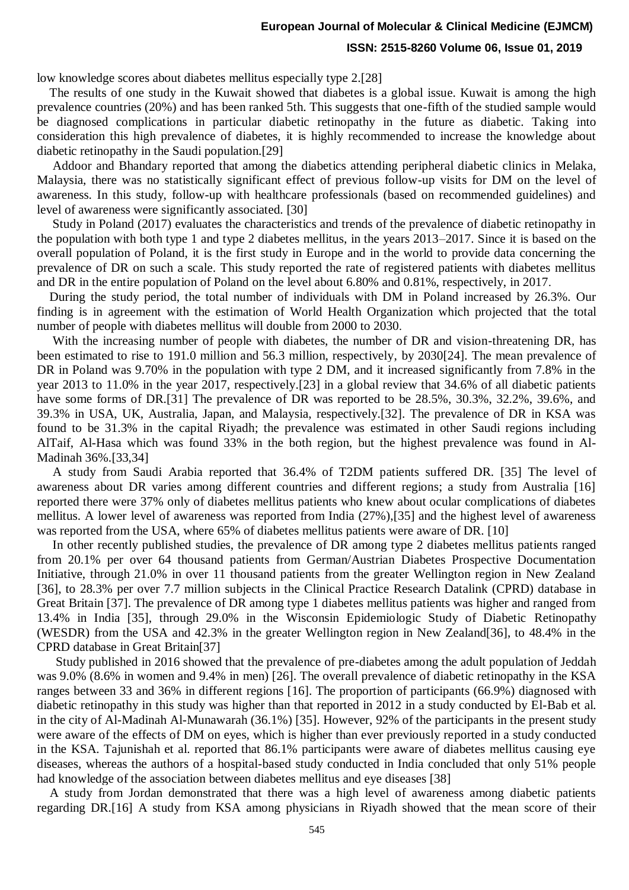low knowledge scores about diabetes mellitus especially type 2.[28]

The results of one study in the Kuwait showed that diabetes is a global issue. Kuwait is among the high prevalence countries (20%) and has been ranked 5th. This suggests that one-fifth of the studied sample would be diagnosed complications in particular diabetic retinopathy in the future as diabetic. Taking into consideration this high prevalence of diabetes, it is highly recommended to increase the knowledge about diabetic retinopathy in the Saudi population.[29]

Addoor and Bhandary reported that among the diabetics attending peripheral diabetic clinics in Melaka, Malaysia, there was no statistically significant effect of previous follow-up visits for DM on the level of awareness. In this study, follow-up with healthcare professionals (based on recommended guidelines) and level of awareness were significantly associated. [30]

Study in Poland (2017) evaluates the characteristics and trends of the prevalence of diabetic retinopathy in the population with both type 1 and type 2 diabetes mellitus, in the years 2013–2017. Since it is based on the overall population of Poland, it is the first study in Europe and in the world to provide data concerning the prevalence of DR on such a scale. This study reported the rate of registered patients with diabetes mellitus and DR in the entire population of Poland on the level about 6.80% and 0.81%, respectively, in 2017.

During the study period, the total number of individuals with DM in Poland increased by 26.3%. Our finding is in agreement with the estimation of World Health Organization which projected that the total number of people with diabetes mellitus will double from 2000 to 2030.

With the increasing number of people with diabetes, the number of DR and vision-threatening DR, has been estimated to rise to 191.0 million and 56.3 million, respectively, by 2030[24]. The mean prevalence of DR in Poland was 9.70% in the population with type 2 DM, and it increased significantly from 7.8% in the year 2013 to 11.0% in the year 2017, respectively.[23] in a global review that 34.6% of all diabetic patients have some forms of DR.[31] The prevalence of DR was reported to be 28.5%, 30.3%, 32.2%, 39.6%, and 39.3% in USA, UK, Australia, Japan, and Malaysia, respectively.[32]. The prevalence of DR in KSA was found to be 31.3% in the capital Riyadh; the prevalence was estimated in other Saudi regions including AlTaif, Al-Hasa which was found 33% in the both region, but the highest prevalence was found in Al-Madinah 36%.[33,34]

A study from Saudi Arabia reported that 36.4% of T2DM patients suffered DR. [35] The level of awareness about DR varies among different countries and different regions; a study from Australia [16] reported there were 37% only of diabetes mellitus patients who knew about ocular complications of diabetes mellitus. A lower level of awareness was reported from India (27%),[35] and the highest level of awareness was reported from the USA, where 65% of diabetes mellitus patients were aware of DR. [10]

In other recently published studies, the prevalence of DR among type 2 diabetes mellitus patients ranged from 20.1% per over 64 thousand patients from German/Austrian Diabetes Prospective Documentation Initiative, through 21.0% in over 11 thousand patients from the greater Wellington region in New Zealand [36], to 28.3% per over 7.7 million subjects in the Clinical Practice Research Datalink (CPRD) database in Great Britain [37]. The prevalence of DR among type 1 diabetes mellitus patients was higher and ranged from 13.4% in India [35], through 29.0% in the Wisconsin Epidemiologic Study of Diabetic Retinopathy (WESDR) from the USA and 42.3% in the greater Wellington region in New Zealand[36], to 48.4% in the CPRD database in Great Britain[37]

Study published in 2016 showed that the prevalence of pre-diabetes among the adult population of Jeddah was 9.0% (8.6% in women and 9.4% in men) [26]. The overall prevalence of diabetic retinopathy in the KSA ranges between 33 and 36% in different regions [16]. The proportion of participants (66.9%) diagnosed with diabetic retinopathy in this study was higher than that reported in 2012 in a study conducted by El-Bab et al. in the city of Al-Madinah Al-Munawarah (36.1%) [35]. However, 92% of the participants in the present study were aware of the effects of DM on eyes, which is higher than ever previously reported in a study conducted in the KSA. Tajunishah et al. reported that 86.1% participants were aware of diabetes mellitus causing eye diseases, whereas the authors of a hospital-based study conducted in India concluded that only 51% people had knowledge of the association between diabetes mellitus and eye diseases [38]

A study from Jordan demonstrated that there was a high level of awareness among diabetic patients regarding DR.[16] A study from KSA among physicians in Riyadh showed that the mean score of their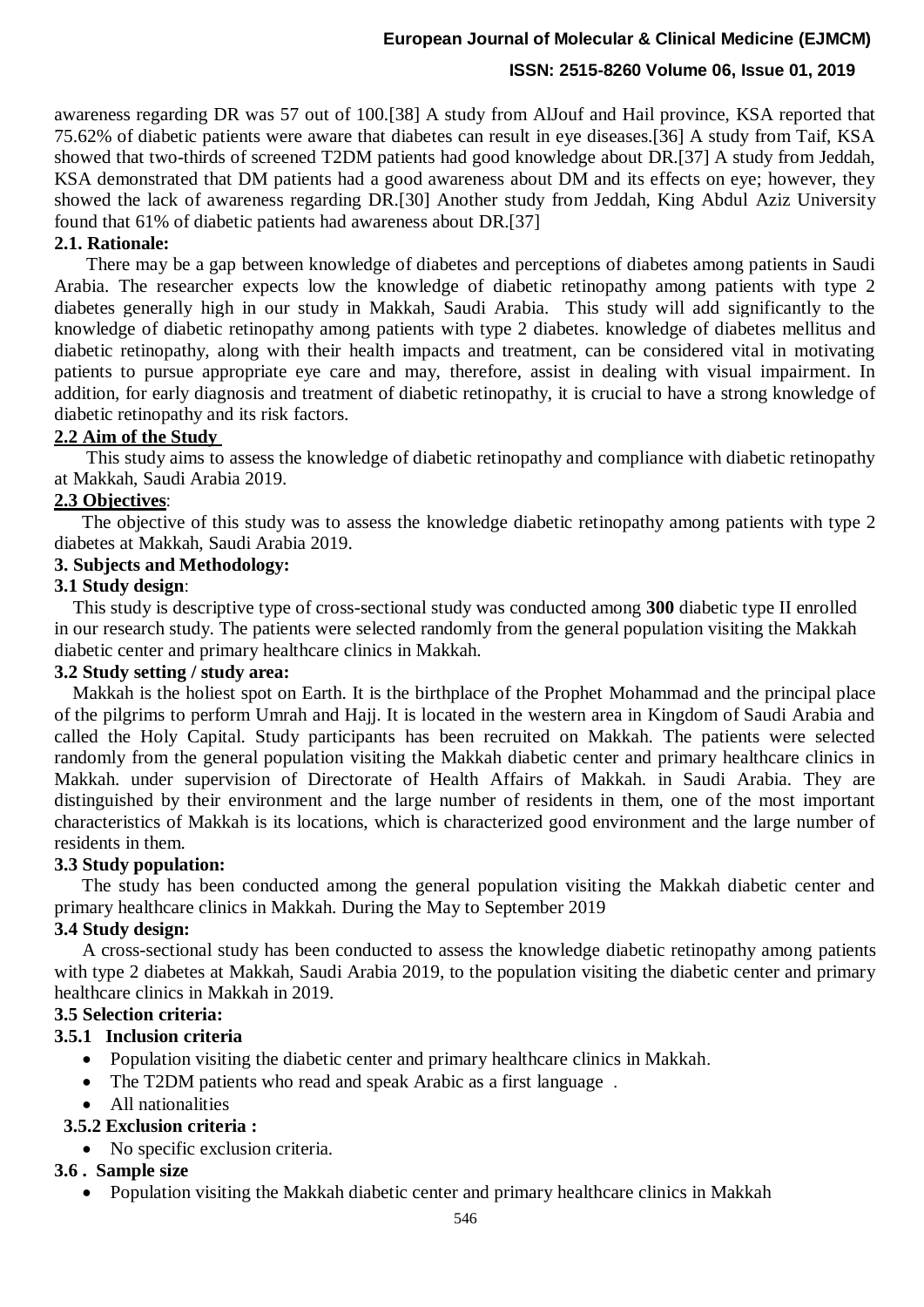awareness regarding DR was 57 out of 100.[38] A study from AlJouf and Hail province, KSA reported that 75.62% of diabetic patients were aware that diabetes can result in eye diseases.[36] A study from Taif, KSA showed that two-thirds of screened T2DM patients had good knowledge about DR.[37] A study from Jeddah, KSA demonstrated that DM patients had a good awareness about DM and its effects on eye; however, they showed the lack of awareness regarding DR.[30] Another study from Jeddah, King Abdul Aziz University found that 61% of diabetic patients had awareness about DR.[37]

### 2.1. Rationale:

There may be a gap between knowledge of diabetes and perceptions of diabetes among patients in Saudi Arabia. The researcher expects low the knowledge of diabetic retinopathy among patients with type 2 diabetes generally high in our study in Makkah, Saudi Arabia. This study will add significantly to the knowledge of diabetic retinopathy among patients with type 2 diabetes. knowledge of diabetes mellitus and diabetic retinopathy, along with their health impacts and treatment, can be considered vital in motivating patients to pursue appropriate eye care and may, therefore, assist in dealing with visual impairment. In addition, for early diagnosis and treatment of diabetic retinopathy, it is crucial to have a strong knowledge of diabetic retinopathy and its risk factors.

### 2.2 Aim of the Study

This study aims to assess the knowledge of diabetic retinopathy and compliance with diabetic retinopathy at Makkah, Saudi Arabia 2019.

### 2.3 Objectives:

The objective of this study was to assess the knowledge diabetic retinopathy among patients with type 2 diabetes at Makkah, Saudi Arabia 2019.

## 3. Subjects and Methodology:

### 3.1 Study design:

This study is descriptive type of cross-sectional study was conducted among **300** diabetic type II enrolled in our research study. The patients were selected randomly from the general population visiting the Makkah diabetic center and primary healthcare clinics in Makkah.

### 3.2 Study setting / study area:

Makkah is the holiest spot on Earth. It is the birthplace of the Prophet Mohammad and the principal place of the pilgrims to perform Umrah and Hajj. It is located in the western area in Kingdom of Saudi Arabia and called the Holy Capital. Study participants has been recruited on Makkah. The patients were selected randomly from the general population visiting the Makkah diabetic center and primary healthcare clinics in Makkah. under supervision of Directorate of Health Affairs of Makkah. in Saudi Arabia. They are distinguished by their environment and the large number of residents in them, one of the most important characteristics of Makkah is its locations, which is characterized good environment and the large number of residents in them.

### 3.3 Study population:

The study has been conducted among the general population visiting the Makkah diabetic center and primary healthcare clinics in Makkah. During the May to September 2019

### 3.4 Study design:

A cross-sectional study has been conducted to assess the knowledge diabetic retinopathy among patients with type 2 diabetes at Makkah, Saudi Arabia 2019, to the population visiting the diabetic center and primary healthcare clinics in Makkah in 2019.

### 3.5 Selection criteria:

#### 3.5.1 Inclusion criteria

- Population visiting the diabetic center and primary healthcare clinics in Makkah.
- The T2DM patients who read and speak Arabic as a first language .
- All nationalities

#### 3.5.2 Exclusion criteria :

- No specific exclusion criteria.

### 3.6 . Sample size

- Population visiting the Makkah diabetic center and primary healthcare clinics in Makkah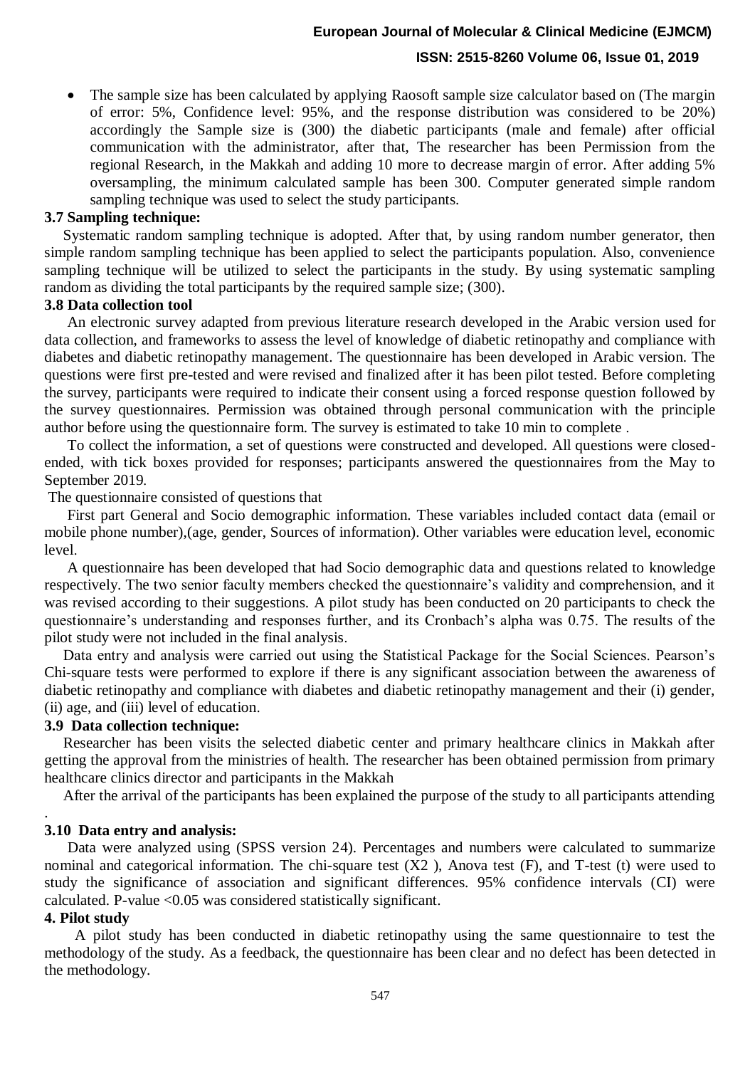- The sample size has been calculated by applying Raosoft sample size calculator based on (The margin of error: 5%, Confidence level: 95%, and the response distribution was considered to be 20%) accordingly the Sample size is (300) the diabetic participants (male and female) after official communication with the administrator, after that, The researcher has been Permission from the regional Research, in the Makkah and adding 10 more to decrease margin of error. After adding 5% oversampling, the minimum calculated sample has been 300. Computer generated simple random sampling technique was used to select the study participants.

### 3.7 Sampling technique:

Systematic random sampling technique is adopted. After that, by using random number generator, then simple random sampling technique has been applied to select the participants population. Also, convenience sampling technique will be utilized to select the participants in the study. By using systematic sampling random as dividing the total participants by the required sample size; (300).

### 3.8 Data collection tool

An electronic survey adapted from previous literature research developed in the Arabic version used for data collection, and frameworks to assess the level of knowledge of diabetic retinopathy and compliance with diabetes and diabetic retinopathy management. The questionnaire has been developed in Arabic version. The questions were first pre-tested and were revised and finalized after it has been pilot tested. Before completing the survey, participants were required to indicate their consent using a forced response question followed by the survey questionnaires. Permission was obtained through personal communication with the principle author before using the questionnaire form. The survey is estimated to take 10 min to complete .

To collect the information, a set of questions were constructed and developed. All questions were closed-ended, with tick boxes provided for responses; participants answered the questionnaires from the May to September 2019.

The questionnaire consisted of questions that

First part General and Socio demographic information. These variables included contact data (email or mobile phone number),(age, gender, Sources of information). Other variables were education level, economic level.

A questionnaire has been developed that had Socio demographic data and questions related to knowledge respectively. The two senior faculty members checked the questionnaire's validity and comprehension, and it was revised according to their suggestions. A pilot study has been conducted on 20 participants to check the questionnaire's understanding and responses further, and its Cronbach's alpha was 0.75. The results of the pilot study were not included in the final analysis.

Data entry and analysis were carried out using the Statistical Package for the Social Sciences. Pearson's Chi-square tests were performed to explore if there is any significant association between the awareness of diabetic retinopathy and compliance with diabetes and diabetic retinopathy management and their (i) gender, (ii) age, and (iii) level of education.

### 3.9 Data collection technique:

Researcher has been visits the selected diabetic center and primary healthcare clinics in Makkah after getting the approval from the ministries of health. The researcher has been obtained permission from primary healthcare clinics director and participants in the Makkah

After the arrival of the participants has been explained the purpose of the study to all participants attending

.

### 3.10 Data entry and analysis:

Data were analyzed using (SPSS version 24). Percentages and numbers were calculated to summarize nominal and categorical information. The chi-square test ($X2$ ), Anova test (F), and T-test (t) were used to study the significance of association and significant differences. 95% confidence intervals (CI) were calculated. P-value <0.05 was considered statistically significant.

## 4. Pilot study

A pilot study has been conducted in diabetic retinopathy using the same questionnaire to test the methodology of the study. As a feedback, the questionnaire has been clear and no defect has been detected in the methodology.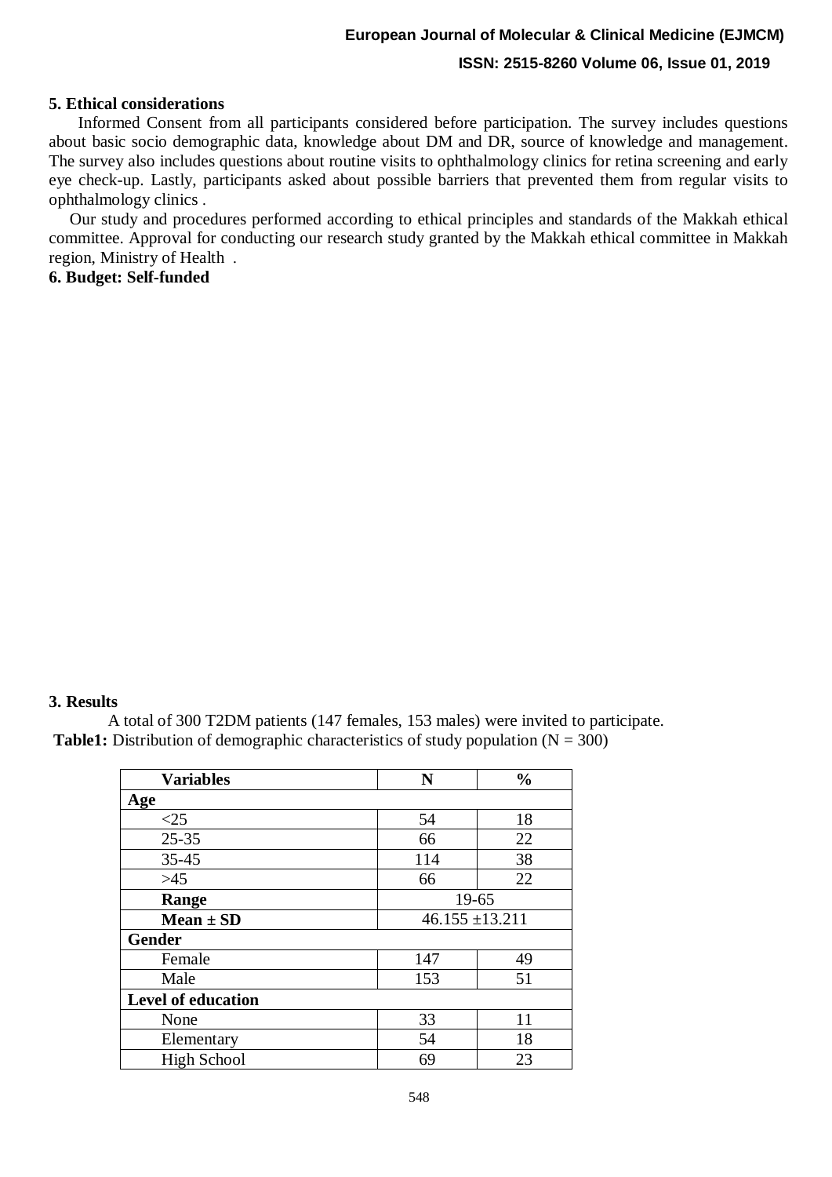## 5. Ethical considerations

Informed Consent from all participants considered before participation. The survey includes questions about basic socio demographic data, knowledge about DM and DR, source of knowledge and management. The survey also includes questions about routine visits to ophthalmology clinics for retina screening and early eye check-up. Lastly, participants asked about possible barriers that prevented them from regular visits to ophthalmology clinics .

Our study and procedures performed according to ethical principles and standards of the Makkah ethical committee. Approval for conducting our research study granted by the Makkah ethical committee in Makkah region, Ministry of Health .

## 6. Budget: Self-funded

## 3. Results

A total of 300 T2DM patients (147 females, 153 males) were invited to participate.

**Table1:** Distribution of demographic characteristics of study population (N = 300)

| Variables | N | % |
|---|---|---|
| **Age** | | |
| <25 | 54 | 18 |
| 25-35 | 66 | 22 |
| 35-45 | 114 | 38 |
| >45 | 66 | 22 |
| **Range** | 19-65 | |
| **Mean ± SD** | 46.155 ±13.211 | |
| **Gender** | | |
| Female | 147 | 49 |
| Male | 153 | 51 |
| **Level of education** | | |
| None | 33 | 11 |
| Elementary | 54 | 18 |
| High School | 69 | 23 |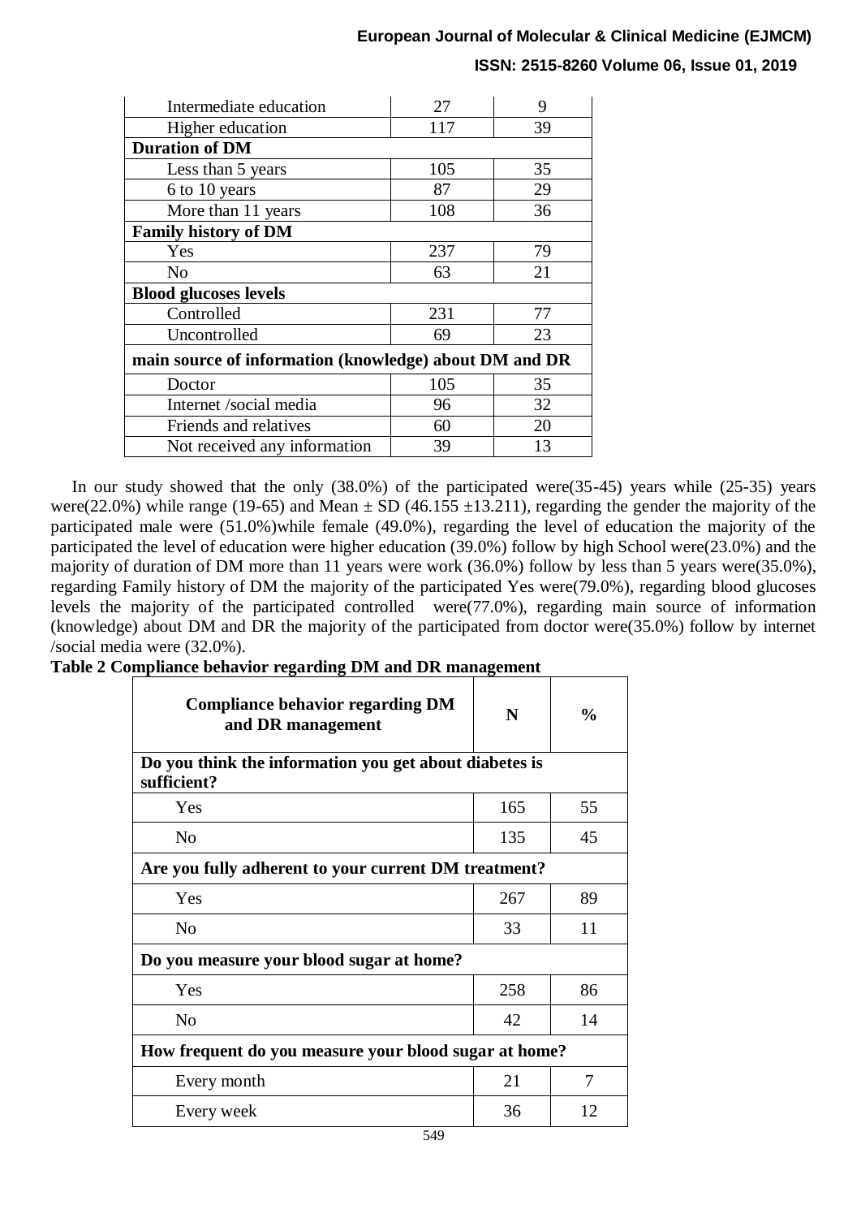| | | |
|---|---|---|
| Intermediate education | 27 | 9 |
| Higher education | 117 | 39 |
| **Duration of DM** | | |
| Less than 5 years | 105 | 35 |
| 6 to 10 years | 87 | 29 |
| More than 11 years | 108 | 36 |
| **Family history of DM** | | |
| Yes | 237 | 79 |
| No | 63 | 21 |
| **Blood glucoses levels** | | |
| Controlled | 231 | 77 |
| Uncontrolled | 69 | 23 |
| **main source of information (knowledge) about DM and DR** | | |
| Doctor | 105 | 35 |
| Internet /social media | 96 | 32 |
| Friends and relatives | 60 | 20 |
| Not received any information | 39 | 13 |

In our study showed that the only (38.0%) of the participated were(35-45) years while (25-35) years were(22.0%) while range (19-65) and Mean ± SD (46.155 ±13.211), regarding the gender the majority of the participated male were (51.0%)while female (49.0%), regarding the level of education the majority of the participated the level of education were higher education (39.0%) follow by high School were(23.0%) and the majority of duration of DM more than 11 years were work (36.0%) follow by less than 5 years were(35.0%), regarding Family history of DM the majority of the participated Yes were(79.0%), regarding blood glucoses levels the majority of the participated controlled were(77.0%), regarding main source of information (knowledge) about DM and DR the majority of the participated from doctor were(35.0%) follow by internet /social media were (32.0%).

**Table 2 Compliance behavior regarding DM and DR management**

| Compliance behavior regarding DM and DR management | N | % |
|---|---|---|
| **Do you think the information you get about diabetes is sufficient?** | | |
| Yes | 165 | 55 |
| No | 135 | 45 |
| **Are you fully adherent to your current DM treatment?** | | |
| Yes | 267 | 89 |
| No | 33 | 11 |
| **Do you measure your blood sugar at home?** | | |
| Yes | 258 | 86 |
| No | 42 | 14 |
| **How frequent do you measure your blood sugar at home?** | | |
| Every month | 21 | 7 |
| Every week | 36 | 12 |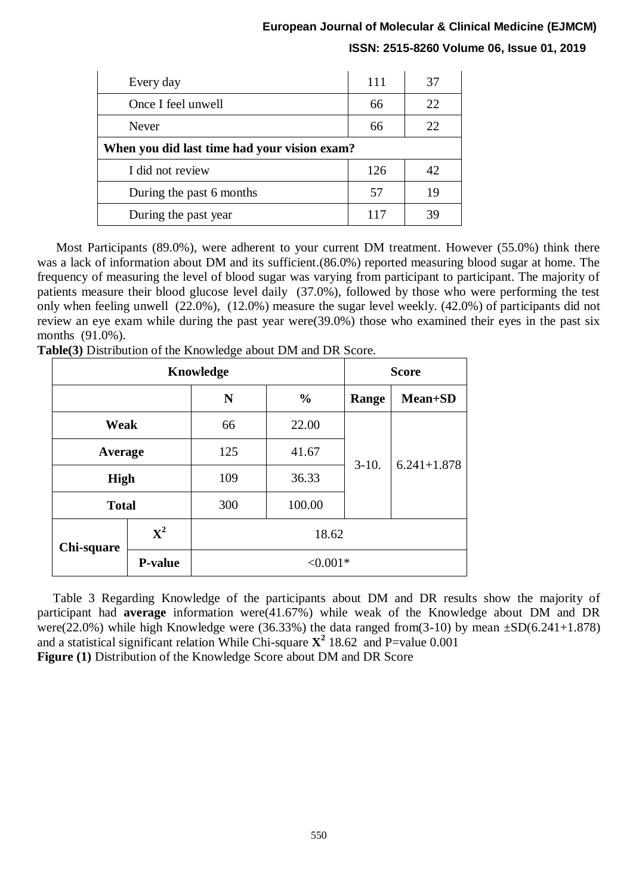| | | |
|---|---|---|
| Every day | 111 | 37 |
| Once I feel unwell | 66 | 22 |
| Never | 66 | 22 |
| **When you did last time had your vision exam?** | | |
| I did not review | 126 | 42 |
| During the past 6 months | 57 | 19 |
| During the past year | 117 | 39 |

Most Participants (89.0%), were adherent to your current DM treatment. However (55.0%) think there was a lack of information about DM and its sufficient.(86.0%) reported measuring blood sugar at home. The frequency of measuring the level of blood sugar was varying from participant to participant. The majority of patients measure their blood glucose level daily (37.0%), followed by those who were performing the test only when feeling unwell (22.0%), (12.0%) measure the sugar level weekly. (42.0%) of participants did not review an eye exam while during the past year were(39.0%) those who examined their eyes in the past six months (91.0%).

**Table(3)** Distribution of the Knowledge about DM and DR Score.

| Knowledge | | | | Score | |
|---|---|---|---|---|---|
| | | N | % | Range | Mean+SD |
| **Weak** | | 66 | 22.00 | 3-10. | 6.241+1.878 |
| **Average** | | 125 | 41.67 | | |
| **High** | | 109 | 36.33 | | |
| **Total** | | 300 | 100.00 | | |
| **Chi-square** | $X^2$ | 18.62 | | | |
| | **P-value** | <0.001* | | | |

Table 3 Regarding Knowledge of the participants about DM and DR results show the majority of participant had **average** information were(41.67%) while weak of the Knowledge about DM and DR were(22.0%) while high Knowledge were (36.33%) the data ranged from(3-10) by mean ±SD(6.241+1.878) and a statistical significant relation While Chi-square $X^2$ 18.62 and P=value 0.001

**Figure (1)** Distribution of the Knowledge Score about DM and DR Score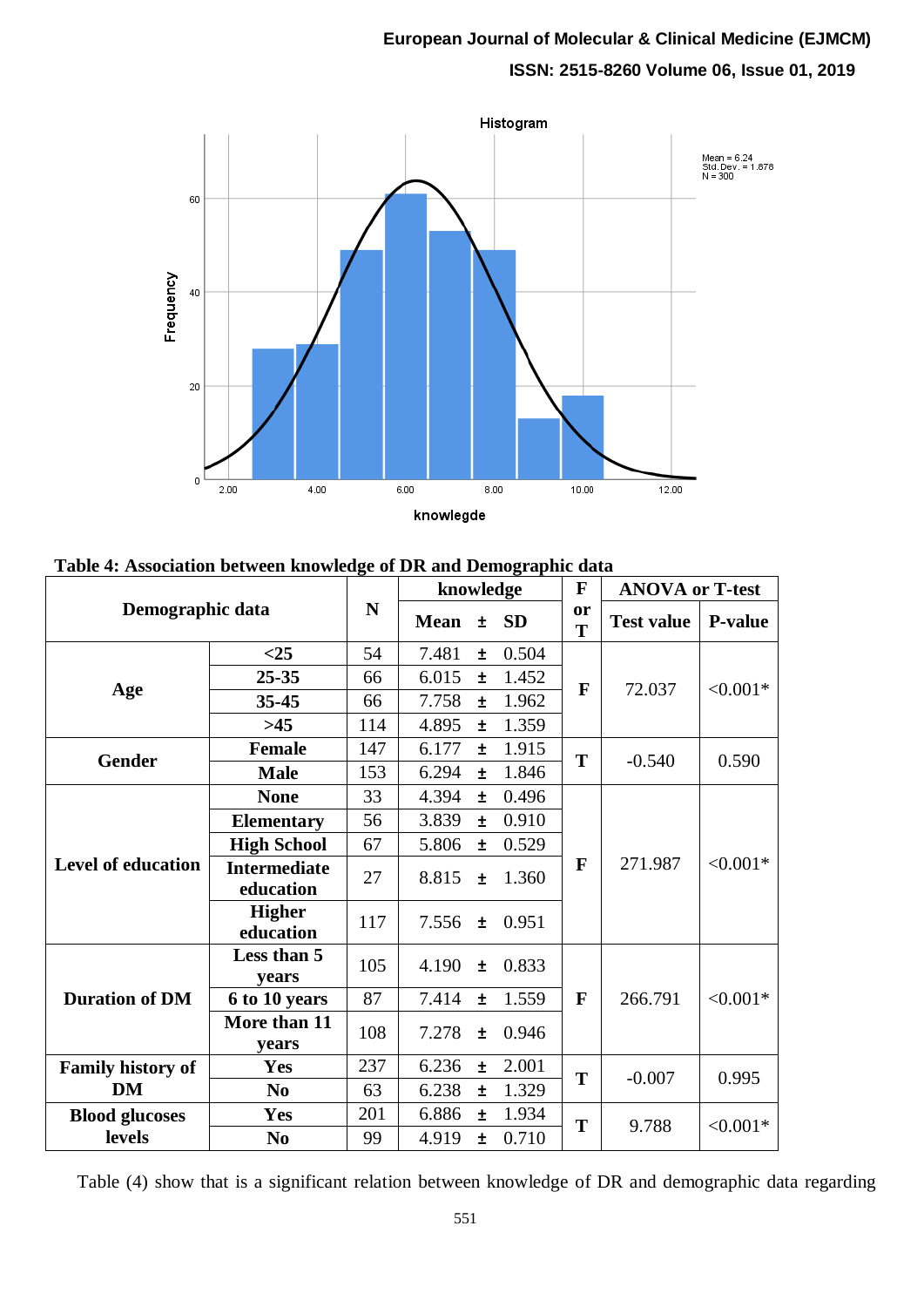**Table 4: Association between knowledge of DR and Demographic data**

| Demographic data | | N | knowledge Mean ± SD | F or T | ANOVA or T-test Test value | P-value |
|---|---|---|---|---|---|---|
| Age | <25 | 54 | 7.481 ± 0.504 | F | 72.037 | <0.001* |
| | 25-35 | 66 | 6.015 ± 1.452 | | | |
| | 35-45 | 66 | 7.758 ± 1.962 | | | |
| | >45 | 114 | 4.895 ± 1.359 | | | |
| Gender | Female | 147 | 6.177 ± 1.915 | T | -0.540 | 0.590 |
| | Male | 153 | 6.294 ± 1.846 | | | |
| Level of education | None | 33 | 4.394 ± 0.496 | F | 271.987 | <0.001* |
| | Elementary | 56 | 3.839 ± 0.910 | | | |
| | High School | 67 | 5.806 ± 0.529 | | | |
| | Intermediate education | 27 | 8.815 ± 1.360 | | | |
| | Higher education | 117 | 7.556 ± 0.951 | | | |
| Duration of DM | Less than 5 years | 105 | 4.190 ± 0.833 | F | 266.791 | <0.001* |
| | 6 to 10 years | 87 | 7.414 ± 1.559 | | | |
| | More than 11 years | 108 | 7.278 ± 0.946 | | | |
| Family history of DM | Yes | 237 | 6.236 ± 2.001 | T | -0.007 | 0.995 |
| | No | 63 | 6.238 ± 1.329 | | | |
| Blood glucoses levels | Yes | 201 | 6.886 ± 1.934 | T | 9.788 | <0.001* |
| | No | 99 | 4.919 ± 0.710 | | | |

Table (4) show that is a significant relation between knowledge of DR and demographic data regarding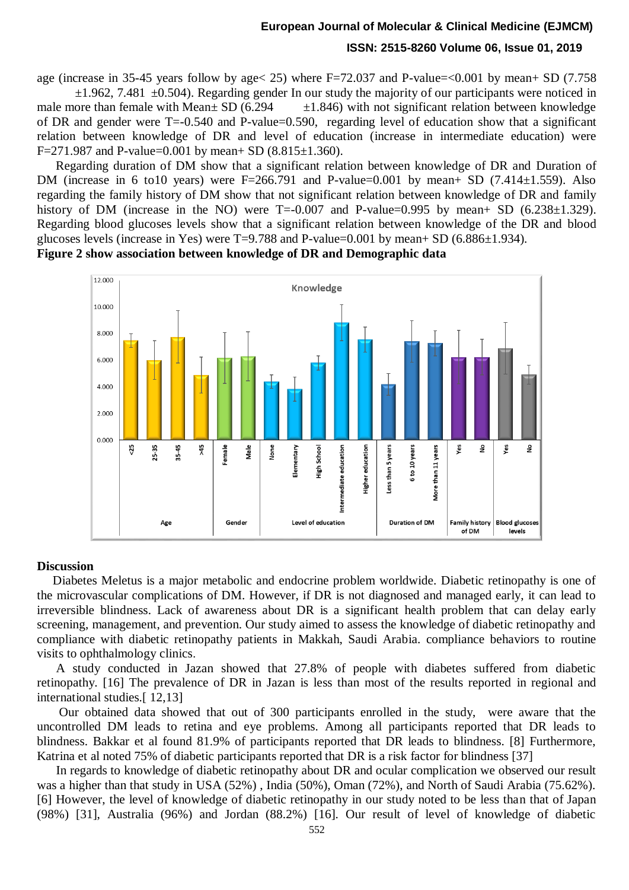age (increase in 35-45 years follow by age< 25) where F=72.037 and P-value=<0.001 by mean+ SD (7.758 ±1.962, 7.481 ±0.504). Regarding gender In our study the majority of our participants were noticed in male more than female with Mean± SD (6.294 ±1.846) with not significant relation between knowledge of DR and gender were T=-0.540 and P-value=0.590, regarding level of education show that a significant relation between knowledge of DR and level of education (increase in intermediate education) were F=271.987 and P-value=0.001 by mean+ SD (8.815±1.360).

Regarding duration of DM show that a significant relation between knowledge of DR and Duration of DM (increase in 6 to10 years) were F=266.791 and P-value=0.001 by mean+ SD (7.414±1.559). Also regarding the family history of DM show that not significant relation between knowledge of DR and family history of DM (increase in the NO) were T=-0.007 and P-value=0.995 by mean+ SD (6.238±1.329). Regarding blood glucoses levels show that a significant relation between knowledge of the DR and blood glucoses levels (increase in Yes) were T=9.788 and P-value=0.001 by mean+ SD (6.886±1.934).

**Figure 2 show association between knowledge of DR and Demographic data**

## Discussion

Diabetes Meletus is a major metabolic and endocrine problem worldwide. Diabetic retinopathy is one of the microvascular complications of DM. However, if DR is not diagnosed and managed early, it can lead to irreversible blindness. Lack of awareness about DR is a significant health problem that can delay early screening, management, and prevention. Our study aimed to assess the knowledge of diabetic retinopathy and compliance with diabetic retinopathy patients in Makkah, Saudi Arabia. compliance behaviors to routine visits to ophthalmology clinics.

A study conducted in Jazan showed that 27.8% of people with diabetes suffered from diabetic retinopathy. [16] The prevalence of DR in Jazan is less than most of the results reported in regional and international studies.[ 12,13]

Our obtained data showed that out of 300 participants enrolled in the study, were aware that the uncontrolled DM leads to retina and eye problems. Among all participants reported that DR leads to blindness. Bakkar et al found 81.9% of participants reported that DR leads to blindness. [8] Furthermore, Katrina et al noted 75% of diabetic participants reported that DR is a risk factor for blindness [37]

In regards to knowledge of diabetic retinopathy about DR and ocular complication we observed our result was a higher than that study in USA (52%) , India (50%), Oman (72%), and North of Saudi Arabia (75.62%). [6] However, the level of knowledge of diabetic retinopathy in our study noted to be less than that of Japan (98%) [31], Australia (96%) and Jordan (88.2%) [16]. Our result of level of knowledge of diabetic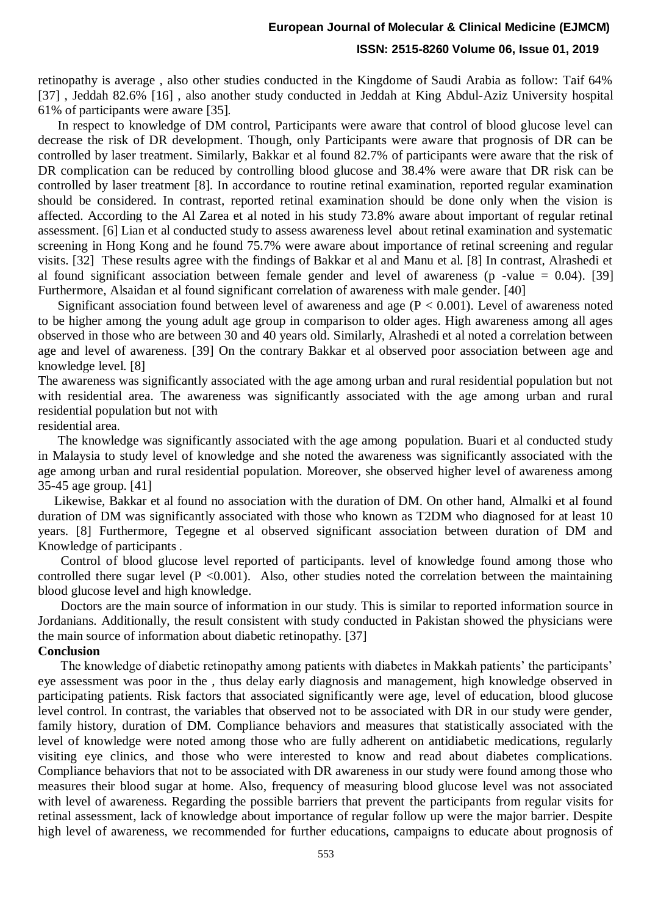retinopathy is average , also other studies conducted in the Kingdome of Saudi Arabia as follow: Taif 64% [37] , Jeddah 82.6% [16] , also another study conducted in Jeddah at King Abdul-Aziz University hospital 61% of participants were aware [35].

In respect to knowledge of DM control, Participants were aware that control of blood glucose level can decrease the risk of DR development. Though, only Participants were aware that prognosis of DR can be controlled by laser treatment. Similarly, Bakkar et al found 82.7% of participants were aware that the risk of DR complication can be reduced by controlling blood glucose and 38.4% were aware that DR risk can be controlled by laser treatment [8]. In accordance to routine retinal examination, reported regular examination should be considered. In contrast, reported retinal examination should be done only when the vision is affected. According to the Al Zarea et al noted in his study 73.8% aware about important of regular retinal assessment. [6] Lian et al conducted study to assess awareness level about retinal examination and systematic screening in Hong Kong and he found 75.7% were aware about importance of retinal screening and regular visits. [32] These results agree with the findings of Bakkar et al and Manu et al. [8] In contrast, Alrashedi et al found significant association between female gender and level of awareness (p -value = 0.04). [39] Furthermore, Alsaidan et al found significant correlation of awareness with male gender. [40]

Significant association found between level of awareness and age ($P < 0.001$). Level of awareness noted to be higher among the young adult age group in comparison to older ages. High awareness among all ages observed in those who are between 30 and 40 years old. Similarly, Alrashedi et al noted a correlation between age and level of awareness. [39] On the contrary Bakkar et al observed poor association between age and knowledge level. [8]

The awareness was significantly associated with the age among urban and rural residential population but not with residential area. The awareness was significantly associated with the age among urban and rural residential population but not with

residential area.

The knowledge was significantly associated with the age among population. Buari et al conducted study in Malaysia to study level of knowledge and she noted the awareness was significantly associated with the age among urban and rural residential population. Moreover, she observed higher level of awareness among 35-45 age group. [41]

Likewise, Bakkar et al found no association with the duration of DM. On other hand, Almalki et al found duration of DM was significantly associated with those who known as T2DM who diagnosed for at least 10 years. [8] Furthermore, Tegegne et al observed significant association between duration of DM and Knowledge of participants .

Control of blood glucose level reported of participants. level of knowledge found among those who controlled there sugar level ($P < 0.001$). Also, other studies noted the correlation between the maintaining blood glucose level and high knowledge.

Doctors are the main source of information in our study. This is similar to reported information source in Jordanians. Additionally, the result consistent with study conducted in Pakistan showed the physicians were the main source of information about diabetic retinopathy. [37]

## Conclusion

The knowledge of diabetic retinopathy among patients with diabetes in Makkah patients' the participants' eye assessment was poor in the , thus delay early diagnosis and management, high knowledge observed in participating patients. Risk factors that associated significantly were age, level of education, blood glucose level control. In contrast, the variables that observed not to be associated with DR in our study were gender, family history, duration of DM. Compliance behaviors and measures that statistically associated with the level of knowledge were noted among those who are fully adherent on antidiabetic medications, regularly visiting eye clinics, and those who were interested to know and read about diabetes complications. Compliance behaviors that not to be associated with DR awareness in our study were found among those who measures their blood sugar at home. Also, frequency of measuring blood glucose level was not associated with level of awareness. Regarding the possible barriers that prevent the participants from regular visits for retinal assessment, lack of knowledge about importance of regular follow up were the major barrier. Despite high level of awareness, we recommended for further educations, campaigns to educate about prognosis of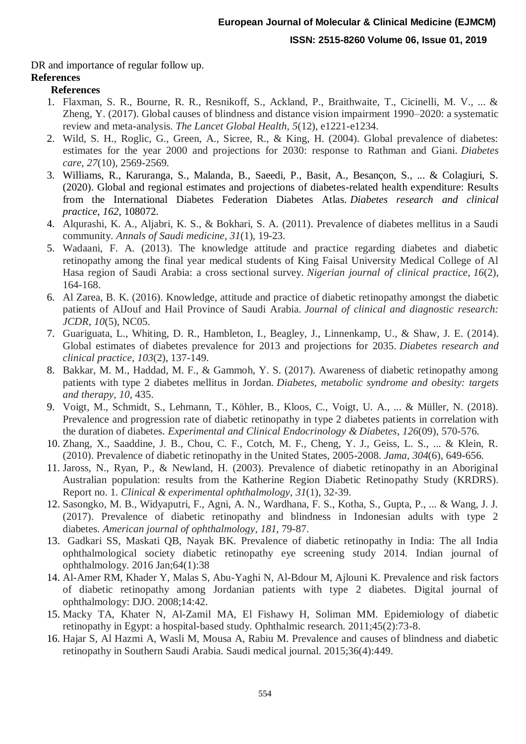DR and importance of regular follow up.

**References**

**References**

1. Flaxman, S. R., Bourne, R. R., Resnikoff, S., Ackland, P., Braithwaite, T., Cicinelli, M. V., ... & Zheng, Y. (2017). Global causes of blindness and distance vision impairment 1990–2020: a systematic review and meta-analysis. *The Lancet Global Health*, *5*(12), e1221-e1234.
2. Wild, S. H., Roglic, G., Green, A., Sicree, R., & King, H. (2004). Global prevalence of diabetes: estimates for the year 2000 and projections for 2030: response to Rathman and Giani. *Diabetes care*, *27*(10), 2569-2569.
3. Williams, R., Karuranga, S., Malanda, B., Saeedi, P., Basit, A., Besançon, S., ... & Colagiuri, S. (2020). Global and regional estimates and projections of diabetes-related health expenditure: Results from the International Diabetes Federation Diabetes Atlas. *Diabetes research and clinical practice*, *162*, 108072.
4. Alqurashi, K. A., Aljabri, K. S., & Bokhari, S. A. (2011). Prevalence of diabetes mellitus in a Saudi community. *Annals of Saudi medicine*, *31*(1), 19-23.
5. Wadaani, F. A. (2013). The knowledge attitude and practice regarding diabetes and diabetic retinopathy among the final year medical students of King Faisal University Medical College of Al Hasa region of Saudi Arabia: a cross sectional survey. *Nigerian journal of clinical practice*, *16*(2), 164-168.
6. Al Zarea, B. K. (2016). Knowledge, attitude and practice of diabetic retinopathy amongst the diabetic patients of AlJouf and Hail Province of Saudi Arabia. *Journal of clinical and diagnostic research: JCDR*, *10*(5), NC05.
7. Guariguata, L., Whiting, D. R., Hambleton, I., Beagley, J., Linnenkamp, U., & Shaw, J. E. (2014). Global estimates of diabetes prevalence for 2013 and projections for 2035. *Diabetes research and clinical practice*, *103*(2), 137-149.
8. Bakkar, M. M., Haddad, M. F., & Gammoh, Y. S. (2017). Awareness of diabetic retinopathy among patients with type 2 diabetes mellitus in Jordan. *Diabetes, metabolic syndrome and obesity: targets and therapy*, *10*, 435.
9. Voigt, M., Schmidt, S., Lehmann, T., Köhler, B., Kloos, C., Voigt, U. A., ... & Müller, N. (2018). Prevalence and progression rate of diabetic retinopathy in type 2 diabetes patients in correlation with the duration of diabetes. *Experimental and Clinical Endocrinology & Diabetes*, *126*(09), 570-576.
10. Zhang, X., Saaddine, J. B., Chou, C. F., Cotch, M. F., Cheng, Y. J., Geiss, L. S., ... & Klein, R. (2010). Prevalence of diabetic retinopathy in the United States, 2005-2008. *Jama*, *304*(6), 649-656.
11. Jaross, N., Ryan, P., & Newland, H. (2003). Prevalence of diabetic retinopathy in an Aboriginal Australian population: results from the Katherine Region Diabetic Retinopathy Study (KRDRS). Report no. 1. *Clinical & experimental ophthalmology*, *31*(1), 32-39.
12. Sasongko, M. B., Widyaputri, F., Agni, A. N., Wardhana, F. S., Kotha, S., Gupta, P., ... & Wang, J. J. (2017). Prevalence of diabetic retinopathy and blindness in Indonesian adults with type 2 diabetes. *American journal of ophthalmology*, *181*, 79-87.
13. Gadkari SS, Maskati QB, Nayak BK. Prevalence of diabetic retinopathy in India: The all India ophthalmological society diabetic retinopathy eye screening study 2014. Indian journal of ophthalmology. 2016 Jan;64(1):38
14. Al-Amer RM, Khader Y, Malas S, Abu-Yaghi N, Al-Bdour M, Ajlouni K. Prevalence and risk factors of diabetic retinopathy among Jordanian patients with type 2 diabetes. Digital journal of ophthalmology: DJO. 2008;14:42.
15. Macky TA, Khater N, Al-Zamil MA, El Fishawy H, Soliman MM. Epidemiology of diabetic retinopathy in Egypt: a hospital-based study. Ophthalmic research. 2011;45(2):73-8.
16. Hajar S, Al Hazmi A, Wasli M, Mousa A, Rabiu M. Prevalence and causes of blindness and diabetic retinopathy in Southern Saudi Arabia. Saudi medical journal. 2015;36(4):449.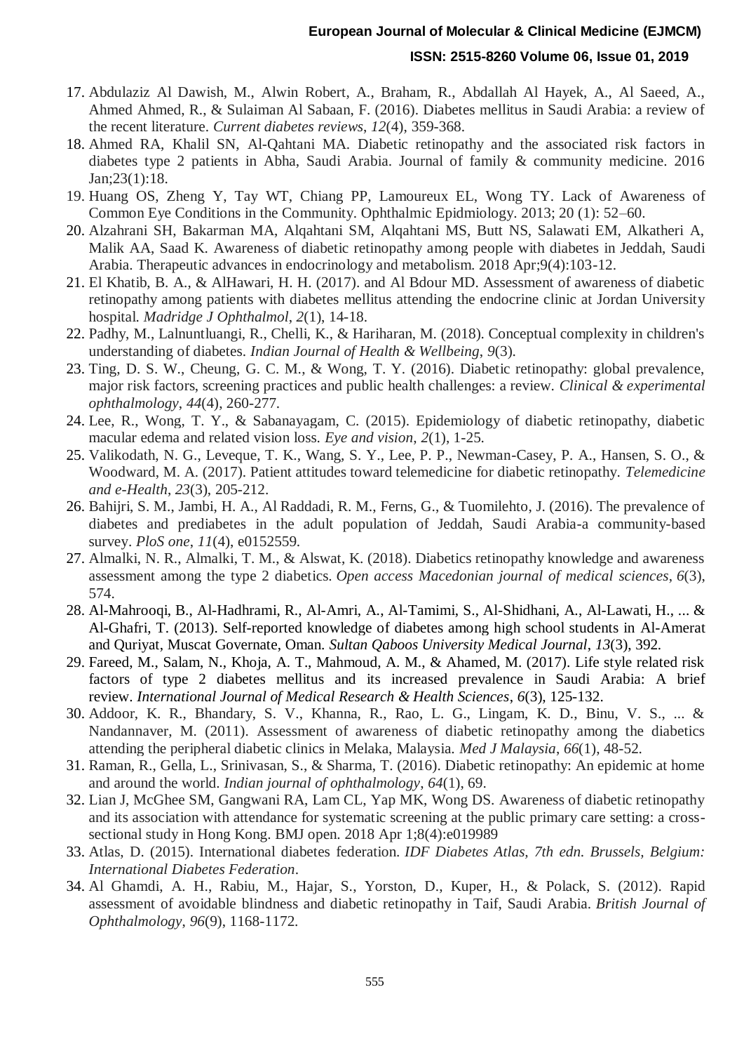17. Abdulaziz Al Dawish, M., Alwin Robert, A., Braham, R., Abdallah Al Hayek, A., Al Saeed, A., Ahmed Ahmed, R., & Sulaiman Al Sabaan, F. (2016). Diabetes mellitus in Saudi Arabia: a review of the recent literature. *Current diabetes reviews*, *12*(4), 359-368.
18. Ahmed RA, Khalil SN, Al-Qahtani MA. Diabetic retinopathy and the associated risk factors in diabetes type 2 patients in Abha, Saudi Arabia. Journal of family & community medicine. 2016 Jan;23(1):18.
19. Huang OS, Zheng Y, Tay WT, Chiang PP, Lamoureux EL, Wong TY. Lack of Awareness of Common Eye Conditions in the Community. Ophthalmic Epidmiology. 2013; 20 (1): 52–60.
20. Alzahrani SH, Bakarman MA, Alqahtani SM, Alqahtani MS, Butt NS, Salawati EM, Alkatheri A, Malik AA, Saad K. Awareness of diabetic retinopathy among people with diabetes in Jeddah, Saudi Arabia. Therapeutic advances in endocrinology and metabolism. 2018 Apr;9(4):103-12.
21. El Khatib, B. A., & AlHawari, H. H. (2017). and Al Bdour MD. Assessment of awareness of diabetic retinopathy among patients with diabetes mellitus attending the endocrine clinic at Jordan University hospital. *Madridge J Ophthalmol*, *2*(1), 14-18.
22. Padhy, M., Lalnuntluangi, R., Chelli, K., & Hariharan, M. (2018). Conceptual complexity in children's understanding of diabetes. *Indian Journal of Health & Wellbeing*, *9*(3).
23. Ting, D. S. W., Cheung, G. C. M., & Wong, T. Y. (2016). Diabetic retinopathy: global prevalence, major risk factors, screening practices and public health challenges: a review. *Clinical & experimental ophthalmology*, *44*(4), 260-277.
24. Lee, R., Wong, T. Y., & Sabanayagam, C. (2015). Epidemiology of diabetic retinopathy, diabetic macular edema and related vision loss. *Eye and vision*, *2*(1), 1-25.
25. Valikodath, N. G., Leveque, T. K., Wang, S. Y., Lee, P. P., Newman-Casey, P. A., Hansen, S. O., & Woodward, M. A. (2017). Patient attitudes toward telemedicine for diabetic retinopathy. *Telemedicine and e-Health*, *23*(3), 205-212.
26. Bahijri, S. M., Jambi, H. A., Al Raddadi, R. M., Ferns, G., & Tuomilehto, J. (2016). The prevalence of diabetes and prediabetes in the adult population of Jeddah, Saudi Arabia-a community-based survey. *PloS one*, *11*(4), e0152559.
27. Almalki, N. R., Almalki, T. M., & Alswat, K. (2018). Diabetics retinopathy knowledge and awareness assessment among the type 2 diabetics. *Open access Macedonian journal of medical sciences*, *6*(3), 574.
28. Al-Mahrooqi, B., Al-Hadhrami, R., Al-Amri, A., Al-Tamimi, S., Al-Shidhani, A., Al-Lawati, H., ... & Al-Ghafri, T. (2013). Self-reported knowledge of diabetes among high school students in Al-Amerat and Quriyat, Muscat Governate, Oman. *Sultan Qaboos University Medical Journal*, *13*(3), 392.
29. Fareed, M., Salam, N., Khoja, A. T., Mahmoud, A. M., & Ahamed, M. (2017). Life style related risk factors of type 2 diabetes mellitus and its increased prevalence in Saudi Arabia: A brief review. *International Journal of Medical Research & Health Sciences*, *6*(3), 125-132.
30. Addoor, K. R., Bhandary, S. V., Khanna, R., Rao, L. G., Lingam, K. D., Binu, V. S., ... & Nandannaver, M. (2011). Assessment of awareness of diabetic retinopathy among the diabetics attending the peripheral diabetic clinics in Melaka, Malaysia. *Med J Malaysia*, *66*(1), 48-52.
31. Raman, R., Gella, L., Srinivasan, S., & Sharma, T. (2016). Diabetic retinopathy: An epidemic at home and around the world. *Indian journal of ophthalmology*, *64*(1), 69.
32. Lian J, McGhee SM, Gangwani RA, Lam CL, Yap MK, Wong DS. Awareness of diabetic retinopathy and its association with attendance for systematic screening at the public primary care setting: a cross-sectional study in Hong Kong. BMJ open. 2018 Apr 1;8(4):e019989
33. Atlas, D. (2015). International diabetes federation. *IDF Diabetes Atlas, 7th edn. Brussels, Belgium: International Diabetes Federation*.
34. Al Ghamdi, A. H., Rabiu, M., Hajar, S., Yorston, D., Kuper, H., & Polack, S. (2012). Rapid assessment of avoidable blindness and diabetic retinopathy in Taif, Saudi Arabia. *British Journal of Ophthalmology*, *96*(9), 1168-1172.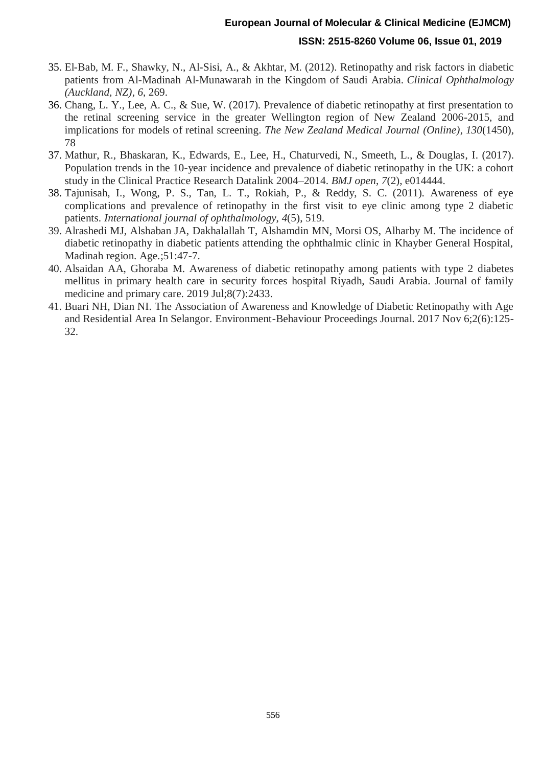35. El-Bab, M. F., Shawky, N., Al-Sisi, A., & Akhtar, M. (2012). Retinopathy and risk factors in diabetic patients from Al-Madinah Al-Munawarah in the Kingdom of Saudi Arabia. *Clinical Ophthalmology (Auckland, NZ)*, *6*, 269.
36. Chang, L. Y., Lee, A. C., & Sue, W. (2017). Prevalence of diabetic retinopathy at first presentation to the retinal screening service in the greater Wellington region of New Zealand 2006-2015, and implications for models of retinal screening. *The New Zealand Medical Journal (Online)*, *130*(1450), 78
37. Mathur, R., Bhaskaran, K., Edwards, E., Lee, H., Chaturvedi, N., Smeeth, L., & Douglas, I. (2017). Population trends in the 10-year incidence and prevalence of diabetic retinopathy in the UK: a cohort study in the Clinical Practice Research Datalink 2004–2014. *BMJ open*, *7*(2), e014444.
38. Tajunisah, I., Wong, P. S., Tan, L. T., Rokiah, P., & Reddy, S. C. (2011). Awareness of eye complications and prevalence of retinopathy in the first visit to eye clinic among type 2 diabetic patients. *International journal of ophthalmology*, *4*(5), 519.
39. Alrashedi MJ, Alshaban JA, Dakhalallah T, Alshamdin MN, Morsi OS, Alharby M. The incidence of diabetic retinopathy in diabetic patients attending the ophthalmic clinic in Khayber General Hospital, Madinah region. Age.;51:47-7.
40. Alsaidan AA, Ghoraba M. Awareness of diabetic retinopathy among patients with type 2 diabetes mellitus in primary health care in security forces hospital Riyadh, Saudi Arabia. Journal of family medicine and primary care. 2019 Jul;8(7):2433.
41. Buari NH, Dian NI. The Association of Awareness and Knowledge of Diabetic Retinopathy with Age and Residential Area In Selangor. Environment-Behaviour Proceedings Journal. 2017 Nov 6;2(6):125-32.